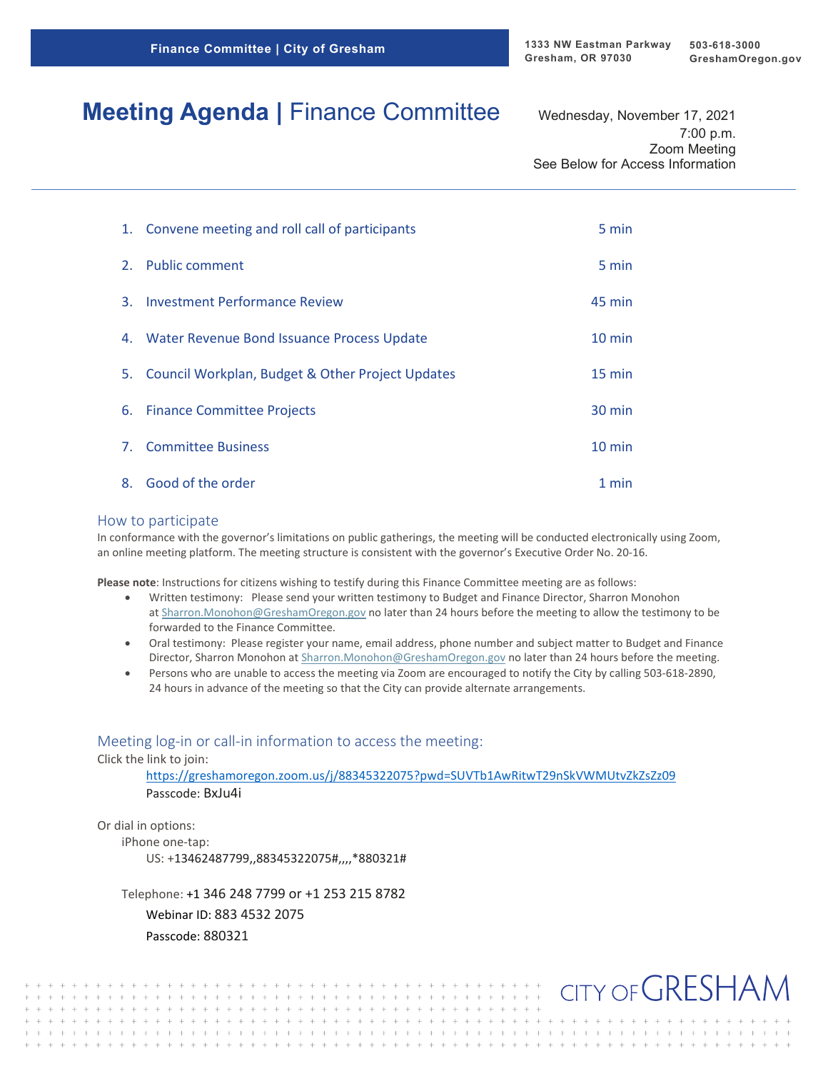Finance Committee | City of Gresham

1333 NW Eastman Parkway
Gresham, OR 97030

503-618-3000
GreshamOregon.gov

# Meeting Agenda | Finance Committee

Wednesday, November 17, 2021
7:00 p.m.
Zoom Meeting
See Below for Access Information

| | |
|---|---|
| 1. Convene meeting and roll call of participants | 5 min |
| 2. Public comment | 5 min |
| 3. Investment Performance Review | 45 min |
| 4. Water Revenue Bond Issuance Process Update | 10 min |
| 5. Council Workplan, Budget & Other Project Updates | 15 min |
| 6. Finance Committee Projects | 30 min |
| 7. Committee Business | 10 min |
| 8. Good of the order | 1 min |

## How to participate

In conformance with the governor's limitations on public gatherings, the meeting will be conducted electronically using Zoom, an online meeting platform. The meeting structure is consistent with the governor's Executive Order No. 20-16.

**Please note**: Instructions for citizens wishing to testify during this Finance Committee meeting are as follows:

- Written testimony: Please send your written testimony to Budget and Finance Director, Sharron Monohon at Sharron.Monohon@GreshamOregon.gov no later than 24 hours before the meeting to allow the testimony to be forwarded to the Finance Committee.
- Oral testimony: Please register your name, email address, phone number and subject matter to Budget and Finance Director, Sharron Monohon at Sharron.Monohon@GreshamOregon.gov no later than 24 hours before the meeting.
- Persons who are unable to access the meeting via Zoom are encouraged to notify the City by calling 503-618-2890, 24 hours in advance of the meeting so that the City can provide alternate arrangements.

## Meeting log-in or call-in information to access the meeting:

Click the link to join:

https://greshamoregon.zoom.us/j/88345322075?pwd=SUVTb1AwRitwT29nSkVWMUtvZkZsZz09
Passcode: BxJu4i

Or dial in options:

iPhone one-tap:
US: +13462487799,,88345322075#,,,,*880321#

Telephone: +1 346 248 7799 or +1 253 215 8782
Webinar ID: 883 4532 2075
Passcode: 880321

CITY OF GRESHAM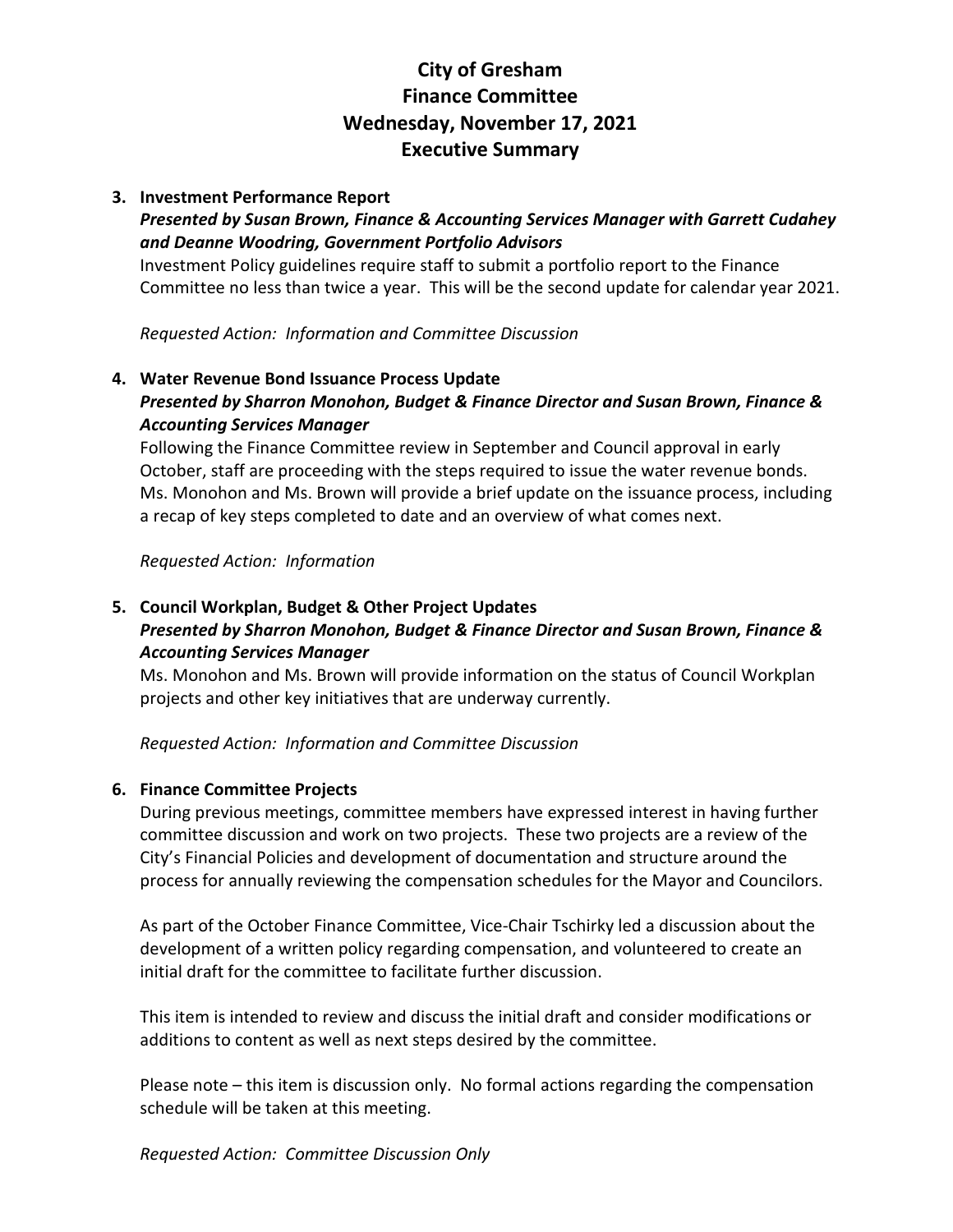# City of Gresham
# Finance Committee
# Wednesday, November 17, 2021
# Executive Summary

**3. Investment Performance Report**

***Presented by Susan Brown, Finance & Accounting Services Manager with Garrett Cudahey and Deanne Woodring, Government Portfolio Advisors***

Investment Policy guidelines require staff to submit a portfolio report to the Finance Committee no less than twice a year. This will be the second update for calendar year 2021.

*Requested Action: Information and Committee Discussion*

**4. Water Revenue Bond Issuance Process Update**

***Presented by Sharron Monohon, Budget & Finance Director and Susan Brown, Finance & Accounting Services Manager***

Following the Finance Committee review in September and Council approval in early October, staff are proceeding with the steps required to issue the water revenue bonds. Ms. Monohon and Ms. Brown will provide a brief update on the issuance process, including a recap of key steps completed to date and an overview of what comes next.

*Requested Action: Information*

**5. Council Workplan, Budget & Other Project Updates**

***Presented by Sharron Monohon, Budget & Finance Director and Susan Brown, Finance & Accounting Services Manager***

Ms. Monohon and Ms. Brown will provide information on the status of Council Workplan projects and other key initiatives that are underway currently.

*Requested Action: Information and Committee Discussion*

**6. Finance Committee Projects**

During previous meetings, committee members have expressed interest in having further committee discussion and work on two projects. These two projects are a review of the City's Financial Policies and development of documentation and structure around the process for annually reviewing the compensation schedules for the Mayor and Councilors.

As part of the October Finance Committee, Vice-Chair Tschirky led a discussion about the development of a written policy regarding compensation, and volunteered to create an initial draft for the committee to facilitate further discussion.

This item is intended to review and discuss the initial draft and consider modifications or additions to content as well as next steps desired by the committee.

Please note – this item is discussion only. No formal actions regarding the compensation schedule will be taken at this meeting.

*Requested Action: Committee Discussion Only*